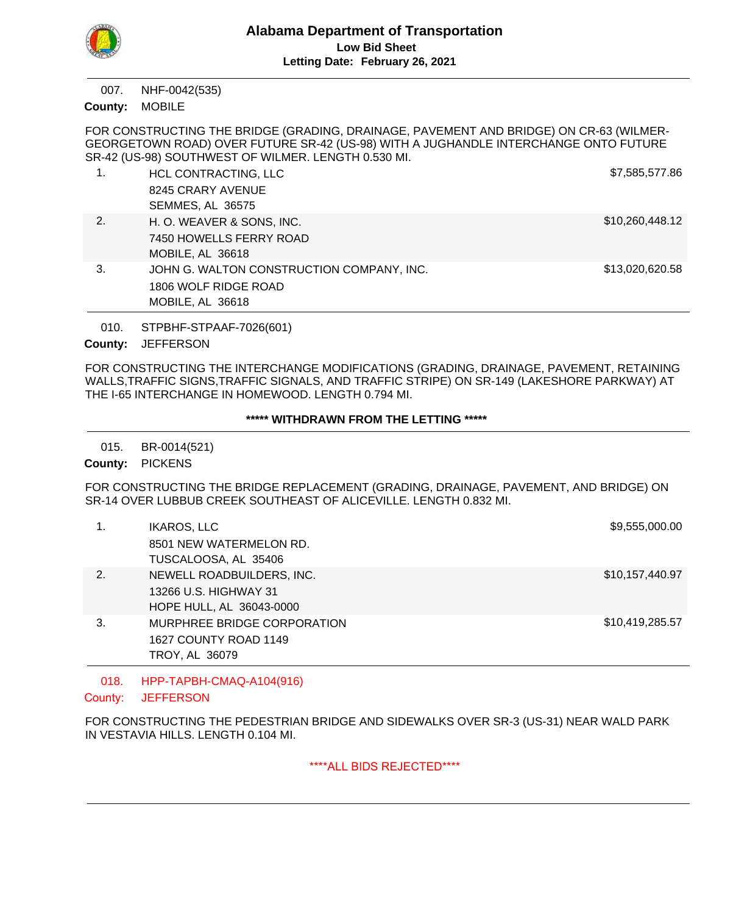# Alabama Department of Transportation

**Low Bid Sheet**

**Letting Date: February 26, 2021**

---

007. NHF-0042(535)

**County:** MOBILE

FOR CONSTRUCTING THE BRIDGE (GRADING, DRAINAGE, PAVEMENT AND BRIDGE) ON CR-63 (WILMER-GEORGETOWN ROAD) OVER FUTURE SR-42 (US-98) WITH A JUGHANDLE INTERCHANGE ONTO FUTURE SR-42 (US-98) SOUTHWEST OF WILMER. LENGTH 0.530 MI.

| Rank | Bidder | Amount |
|---|---|---|
| 1. | HCL CONTRACTING, LLC<br>8245 CRARY AVENUE<br>SEMMES, AL 36575 | $7,585,577.86 |
| 2. | H. O. WEAVER & SONS, INC.<br>7450 HOWELLS FERRY ROAD<br>MOBILE, AL 36618 | $10,260,448.12 |
| 3. | JOHN G. WALTON CONSTRUCTION COMPANY, INC.<br>1806 WOLF RIDGE ROAD<br>MOBILE, AL 36618 | $13,020,620.58 |

---

010. STPBHF-STPAAF-7026(601)

**County:** JEFFERSON

FOR CONSTRUCTING THE INTERCHANGE MODIFICATIONS (GRADING, DRAINAGE, PAVEMENT, RETAINING WALLS,TRAFFIC SIGNS,TRAFFIC SIGNALS, AND TRAFFIC STRIPE) ON SR-149 (LAKESHORE PARKWAY) AT THE I-65 INTERCHANGE IN HOMEWOOD. LENGTH 0.794 MI.

**\*\*\*\*\* WITHDRAWN FROM THE LETTING \*\*\*\*\***

---

015. BR-0014(521)

**County:** PICKENS

FOR CONSTRUCTING THE BRIDGE REPLACEMENT (GRADING, DRAINAGE, PAVEMENT, AND BRIDGE) ON SR-14 OVER LUBBUB CREEK SOUTHEAST OF ALICEVILLE. LENGTH 0.832 MI.

| Rank | Bidder | Amount |
|---|---|---|
| 1. | IKAROS, LLC<br>8501 NEW WATERMELON RD.<br>TUSCALOOSA, AL 35406 | $9,555,000.00 |
| 2. | NEWELL ROADBUILDERS, INC.<br>13266 U.S. HIGHWAY 31<br>HOPE HULL, AL 36043-0000 | $10,157,440.97 |
| 3. | MURPHREE BRIDGE CORPORATION<br>1627 COUNTY ROAD 1149<br>TROY, AL 36079 | $10,419,285.57 |

---

018. HPP-TAPBH-CMAQ-A104(916)

County: JEFFERSON

FOR CONSTRUCTING THE PEDESTRIAN BRIDGE AND SIDEWALKS OVER SR-3 (US-31) NEAR WALD PARK IN VESTAVIA HILLS. LENGTH 0.104 MI.

\*\*\*\*ALL BIDS REJECTED\*\*\*\*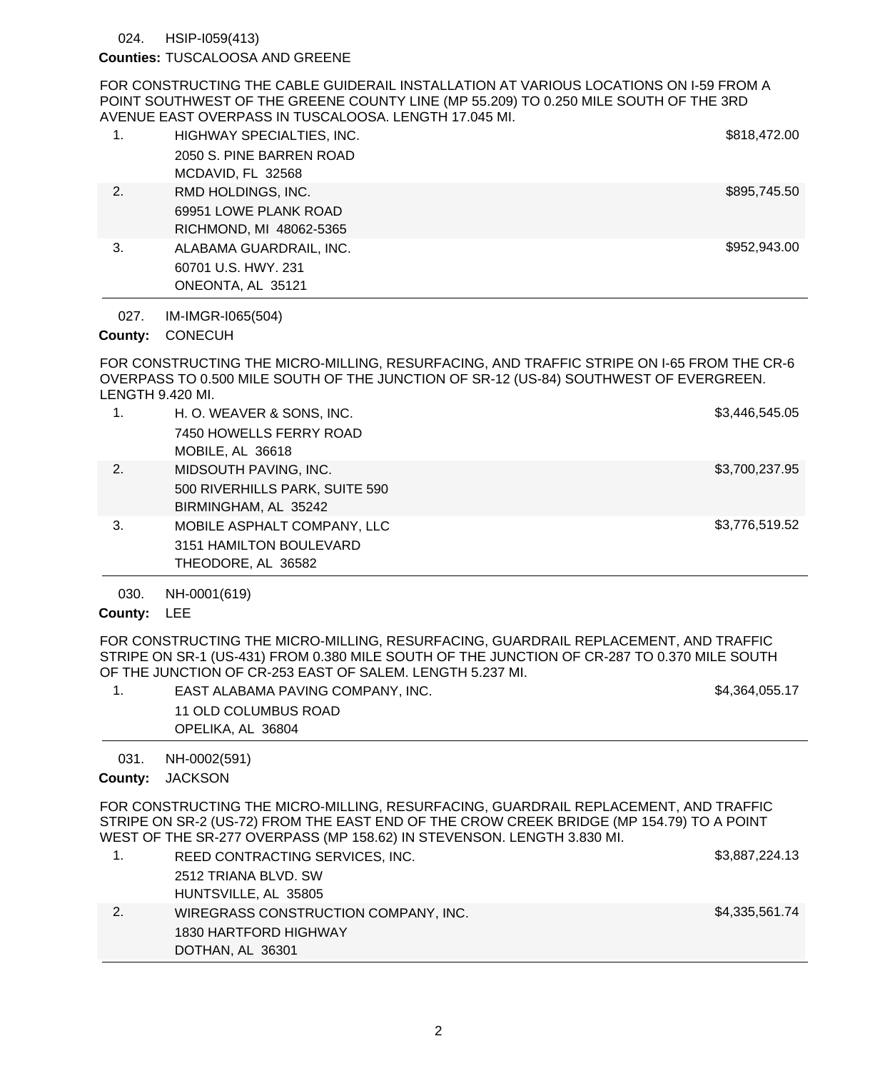024. HSIP-I059(413)

**Counties:** TUSCALOOSA AND GREENE

FOR CONSTRUCTING THE CABLE GUIDERAIL INSTALLATION AT VARIOUS LOCATIONS ON I-59 FROM A POINT SOUTHWEST OF THE GREENE COUNTY LINE (MP 55.209) TO 0.250 MILE SOUTH OF THE 3RD AVENUE EAST OVERPASS IN TUSCALOOSA. LENGTH 17.045 MI.

| | Bidder | Amount |
|---|---|---|
| 1. | HIGHWAY SPECIALTIES, INC.<br>2050 S. PINE BARREN ROAD<br>MCDAVID, FL 32568 | $818,472.00 |
| 2. | RMD HOLDINGS, INC.<br>69951 LOWE PLANK ROAD<br>RICHMOND, MI 48062-5365 | $895,745.50 |
| 3. | ALABAMA GUARDRAIL, INC.<br>60701 U.S. HWY. 231<br>ONEONTA, AL 35121 | $952,943.00 |

027. IM-IMGR-I065(504)

**County:** CONECUH

FOR CONSTRUCTING THE MICRO-MILLING, RESURFACING, AND TRAFFIC STRIPE ON I-65 FROM THE CR-6 OVERPASS TO 0.500 MILE SOUTH OF THE JUNCTION OF SR-12 (US-84) SOUTHWEST OF EVERGREEN. LENGTH 9.420 MI.

| | Bidder | Amount |
|---|---|---|
| 1. | H. O. WEAVER & SONS, INC.<br>7450 HOWELLS FERRY ROAD<br>MOBILE, AL 36618 | $3,446,545.05 |
| 2. | MIDSOUTH PAVING, INC.<br>500 RIVERHILLS PARK, SUITE 590<br>BIRMINGHAM, AL 35242 | $3,700,237.95 |
| 3. | MOBILE ASPHALT COMPANY, LLC<br>3151 HAMILTON BOULEVARD<br>THEODORE, AL 36582 | $3,776,519.52 |

030. NH-0001(619)

**County:** LEE

FOR CONSTRUCTING THE MICRO-MILLING, RESURFACING, GUARDRAIL REPLACEMENT, AND TRAFFIC STRIPE ON SR-1 (US-431) FROM 0.380 MILE SOUTH OF THE JUNCTION OF CR-287 TO 0.370 MILE SOUTH OF THE JUNCTION OF CR-253 EAST OF SALEM. LENGTH 5.237 MI.

| | Bidder | Amount |
|---|---|---|
| 1. | EAST ALABAMA PAVING COMPANY, INC.<br>11 OLD COLUMBUS ROAD<br>OPELIKA, AL 36804 | $4,364,055.17 |

031. NH-0002(591)

**County:** JACKSON

FOR CONSTRUCTING THE MICRO-MILLING, RESURFACING, GUARDRAIL REPLACEMENT, AND TRAFFIC STRIPE ON SR-2 (US-72) FROM THE EAST END OF THE CROW CREEK BRIDGE (MP 154.79) TO A POINT WEST OF THE SR-277 OVERPASS (MP 158.62) IN STEVENSON. LENGTH 3.830 MI.

| | Bidder | Amount |
|---|---|---|
| 1. | REED CONTRACTING SERVICES, INC.<br>2512 TRIANA BLVD. SW<br>HUNTSVILLE, AL 35805 | $3,887,224.13 |
| 2. | WIREGRASS CONSTRUCTION COMPANY, INC.<br>1830 HARTFORD HIGHWAY<br>DOTHAN, AL 36301 | $4,335,561.74 |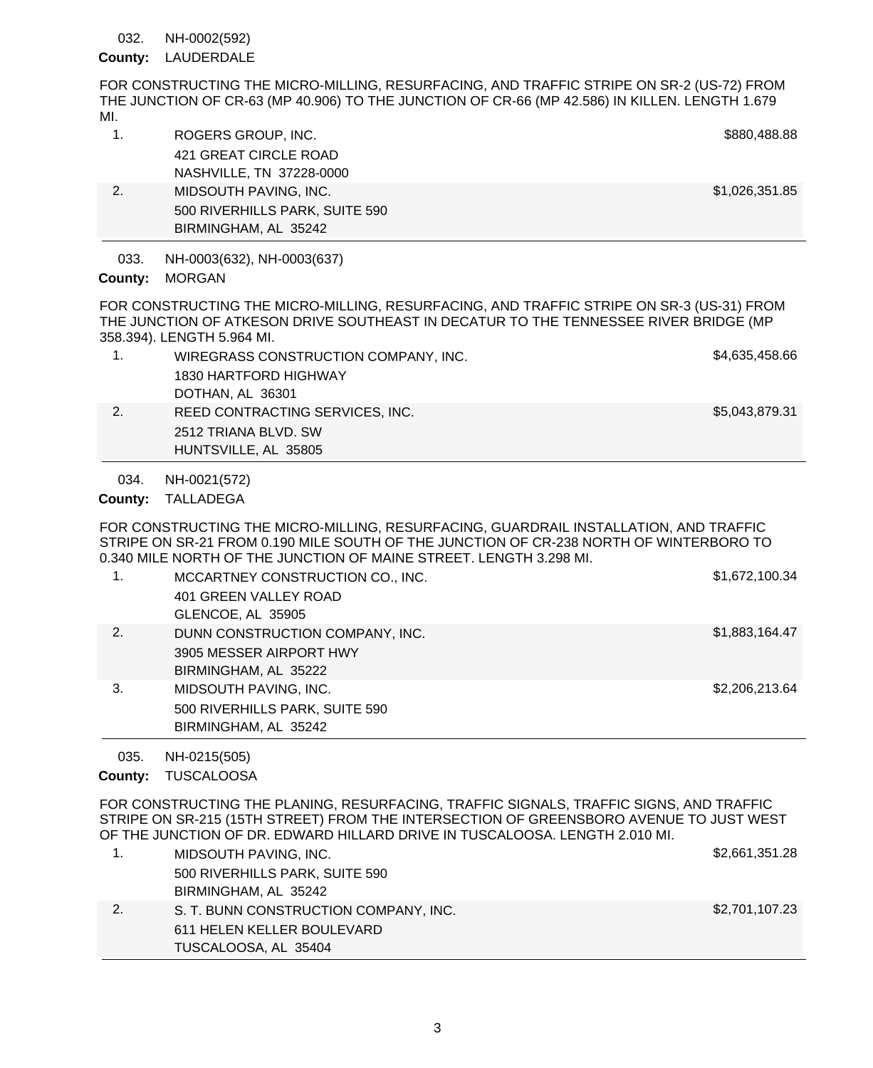032. NH-0002(592)

**County:** LAUDERDALE

FOR CONSTRUCTING THE MICRO-MILLING, RESURFACING, AND TRAFFIC STRIPE ON SR-2 (US-72) FROM THE JUNCTION OF CR-63 (MP 40.906) TO THE JUNCTION OF CR-66 (MP 42.586) IN KILLEN. LENGTH 1.679 MI.

| | Bidder | Amount |
|---|---|---|
| 1. | ROGERS GROUP, INC.<br>421 GREAT CIRCLE ROAD<br>NASHVILLE, TN 37228-0000 | $880,488.88 |
| 2. | MIDSOUTH PAVING, INC.<br>500 RIVERHILLS PARK, SUITE 590<br>BIRMINGHAM, AL 35242 | $1,026,351.85 |

033. NH-0003(632), NH-0003(637)

**County:** MORGAN

FOR CONSTRUCTING THE MICRO-MILLING, RESURFACING, AND TRAFFIC STRIPE ON SR-3 (US-31) FROM THE JUNCTION OF ATKESON DRIVE SOUTHEAST IN DECATUR TO THE TENNESSEE RIVER BRIDGE (MP 358.394). LENGTH 5.964 MI.

| | Bidder | Amount |
|---|---|---|
| 1. | WIREGRASS CONSTRUCTION COMPANY, INC.<br>1830 HARTFORD HIGHWAY<br>DOTHAN, AL 36301 | $4,635,458.66 |
| 2. | REED CONTRACTING SERVICES, INC.<br>2512 TRIANA BLVD. SW<br>HUNTSVILLE, AL 35805 | $5,043,879.31 |

034. NH-0021(572)

**County:** TALLADEGA

FOR CONSTRUCTING THE MICRO-MILLING, RESURFACING, GUARDRAIL INSTALLATION, AND TRAFFIC STRIPE ON SR-21 FROM 0.190 MILE SOUTH OF THE JUNCTION OF CR-238 NORTH OF WINTERBORO TO 0.340 MILE NORTH OF THE JUNCTION OF MAINE STREET. LENGTH 3.298 MI.

| | Bidder | Amount |
|---|---|---|
| 1. | MCCARTNEY CONSTRUCTION CO., INC.<br>401 GREEN VALLEY ROAD<br>GLENCOE, AL 35905 | $1,672,100.34 |
| 2. | DUNN CONSTRUCTION COMPANY, INC.<br>3905 MESSER AIRPORT HWY<br>BIRMINGHAM, AL 35222 | $1,883,164.47 |
| 3. | MIDSOUTH PAVING, INC.<br>500 RIVERHILLS PARK, SUITE 590<br>BIRMINGHAM, AL 35242 | $2,206,213.64 |

035. NH-0215(505)

**County:** TUSCALOOSA

FOR CONSTRUCTING THE PLANING, RESURFACING, TRAFFIC SIGNALS, TRAFFIC SIGNS, AND TRAFFIC STRIPE ON SR-215 (15TH STREET) FROM THE INTERSECTION OF GREENSBORO AVENUE TO JUST WEST OF THE JUNCTION OF DR. EDWARD HILLARD DRIVE IN TUSCALOOSA. LENGTH 2.010 MI.

| | Bidder | Amount |
|---|---|---|
| 1. | MIDSOUTH PAVING, INC.<br>500 RIVERHILLS PARK, SUITE 590<br>BIRMINGHAM, AL 35242 | $2,661,351.28 |
| 2. | S. T. BUNN CONSTRUCTION COMPANY, INC.<br>611 HELEN KELLER BOULEVARD<br>TUSCALOOSA, AL 35404 | $2,701,107.23 |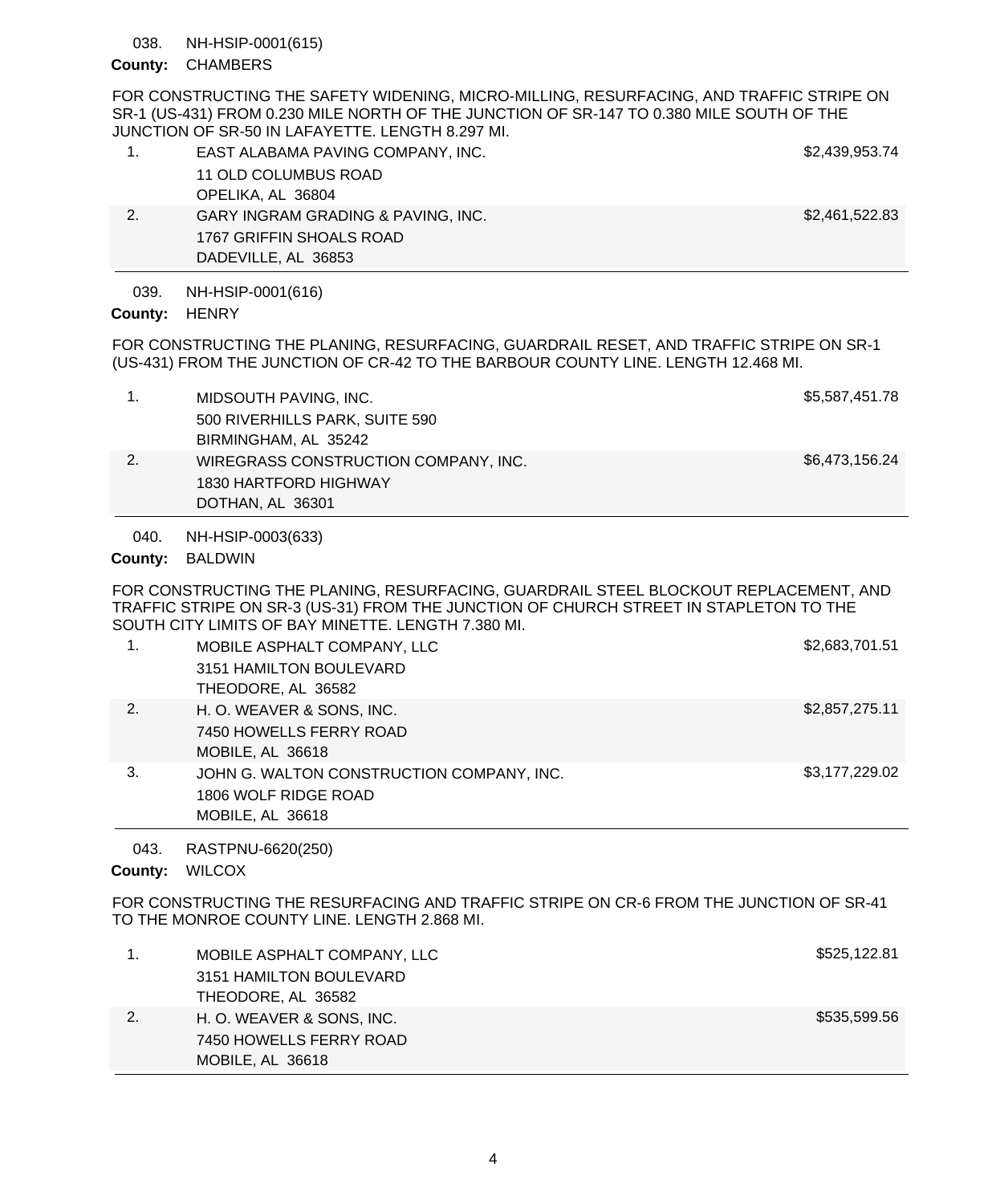038. NH-HSIP-0001(615)

**County:** CHAMBERS

FOR CONSTRUCTING THE SAFETY WIDENING, MICRO-MILLING, RESURFACING, AND TRAFFIC STRIPE ON SR-1 (US-431) FROM 0.230 MILE NORTH OF THE JUNCTION OF SR-147 TO 0.380 MILE SOUTH OF THE JUNCTION OF SR-50 IN LAFAYETTE. LENGTH 8.297 MI.

| | | |
|---|---|---|
| 1. | EAST ALABAMA PAVING COMPANY, INC.<br>11 OLD COLUMBUS ROAD<br>OPELIKA, AL 36804 | $2,439,953.74 |
| 2. | GARY INGRAM GRADING & PAVING, INC.<br>1767 GRIFFIN SHOALS ROAD<br>DADEVILLE, AL 36853 | $2,461,522.83 |

039. NH-HSIP-0001(616)

**County:** HENRY

FOR CONSTRUCTING THE PLANING, RESURFACING, GUARDRAIL RESET, AND TRAFFIC STRIPE ON SR-1 (US-431) FROM THE JUNCTION OF CR-42 TO THE BARBOUR COUNTY LINE. LENGTH 12.468 MI.

| | | |
|---|---|---|
| 1. | MIDSOUTH PAVING, INC.<br>500 RIVERHILLS PARK, SUITE 590<br>BIRMINGHAM, AL 35242 | $5,587,451.78 |
| 2. | WIREGRASS CONSTRUCTION COMPANY, INC.<br>1830 HARTFORD HIGHWAY<br>DOTHAN, AL 36301 | $6,473,156.24 |

040. NH-HSIP-0003(633)

**County:** BALDWIN

FOR CONSTRUCTING THE PLANING, RESURFACING, GUARDRAIL STEEL BLOCKOUT REPLACEMENT, AND TRAFFIC STRIPE ON SR-3 (US-31) FROM THE JUNCTION OF CHURCH STREET IN STAPLETON TO THE SOUTH CITY LIMITS OF BAY MINETTE. LENGTH 7.380 MI.

| | | |
|---|---|---|
| 1. | MOBILE ASPHALT COMPANY, LLC<br>3151 HAMILTON BOULEVARD<br>THEODORE, AL 36582 | $2,683,701.51 |
| 2. | H. O. WEAVER & SONS, INC.<br>7450 HOWELLS FERRY ROAD<br>MOBILE, AL 36618 | $2,857,275.11 |
| 3. | JOHN G. WALTON CONSTRUCTION COMPANY, INC.<br>1806 WOLF RIDGE ROAD<br>MOBILE, AL 36618 | $3,177,229.02 |

043. RASTPNU-6620(250)

**County:** WILCOX

FOR CONSTRUCTING THE RESURFACING AND TRAFFIC STRIPE ON CR-6 FROM THE JUNCTION OF SR-41 TO THE MONROE COUNTY LINE. LENGTH 2.868 MI.

| | | |
|---|---|---|
| 1. | MOBILE ASPHALT COMPANY, LLC<br>3151 HAMILTON BOULEVARD<br>THEODORE, AL 36582 | $525,122.81 |
| 2. | H. O. WEAVER & SONS, INC.<br>7450 HOWELLS FERRY ROAD<br>MOBILE, AL 36618 | $535,599.56 |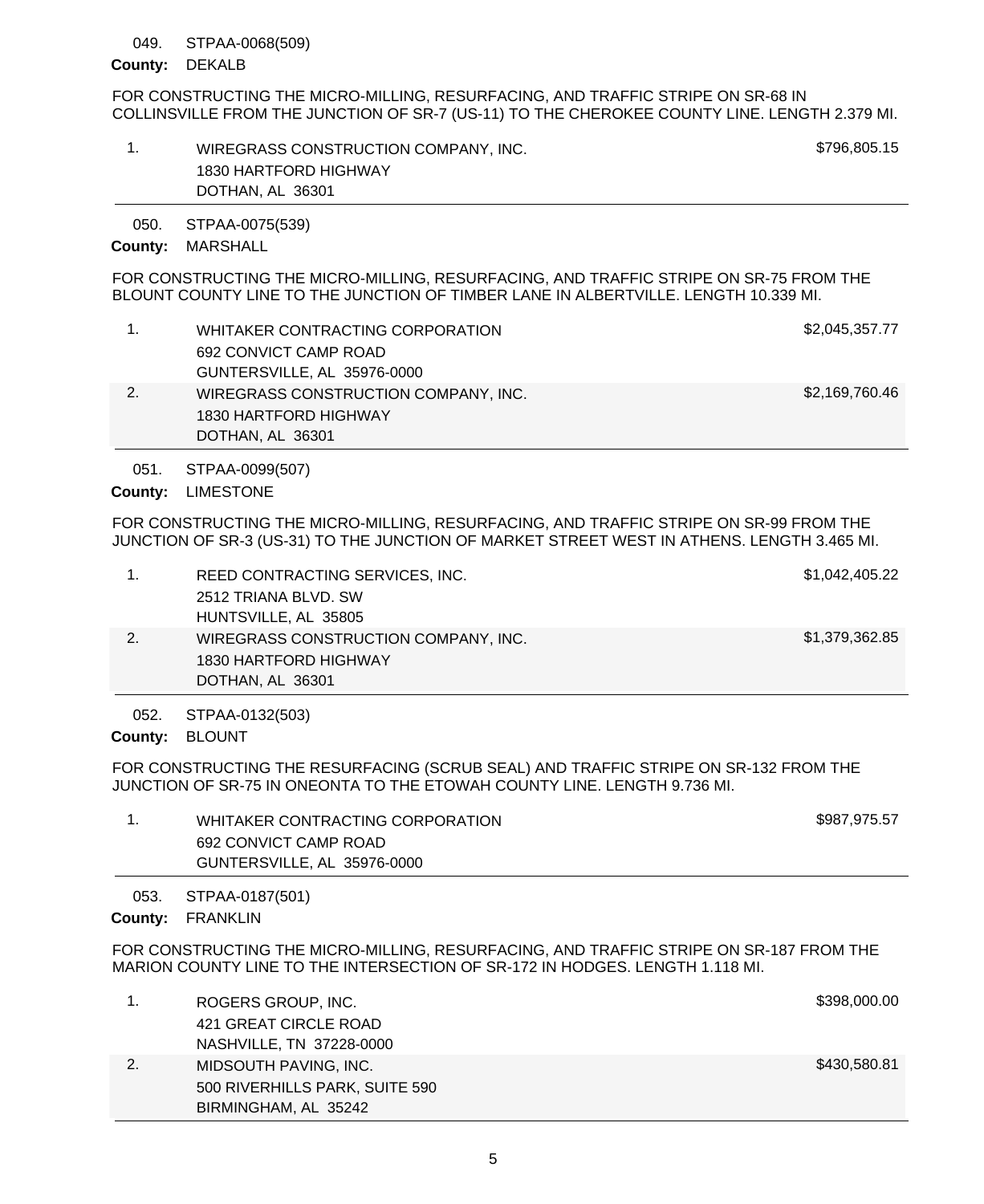049. STPAA-0068(509)

**County:** DEKALB

FOR CONSTRUCTING THE MICRO-MILLING, RESURFACING, AND TRAFFIC STRIPE ON SR-68 IN COLLINSVILLE FROM THE JUNCTION OF SR-7 (US-11) TO THE CHEROKEE COUNTY LINE. LENGTH 2.379 MI.

| | Bidder | Amount |
|---|---|---|
| 1. | WIREGRASS CONSTRUCTION COMPANY, INC.<br>1830 HARTFORD HIGHWAY<br>DOTHAN, AL 36301 | $796,805.15 |

---

050. STPAA-0075(539)

**County:** MARSHALL

FOR CONSTRUCTING THE MICRO-MILLING, RESURFACING, AND TRAFFIC STRIPE ON SR-75 FROM THE BLOUNT COUNTY LINE TO THE JUNCTION OF TIMBER LANE IN ALBERTVILLE. LENGTH 10.339 MI.

| | Bidder | Amount |
|---|---|---|
| 1. | WHITAKER CONTRACTING CORPORATION<br>692 CONVICT CAMP ROAD<br>GUNTERSVILLE, AL 35976-0000 | $2,045,357.77 |
| 2. | WIREGRASS CONSTRUCTION COMPANY, INC.<br>1830 HARTFORD HIGHWAY<br>DOTHAN, AL 36301 | $2,169,760.46 |

---

051. STPAA-0099(507)

**County:** LIMESTONE

FOR CONSTRUCTING THE MICRO-MILLING, RESURFACING, AND TRAFFIC STRIPE ON SR-99 FROM THE JUNCTION OF SR-3 (US-31) TO THE JUNCTION OF MARKET STREET WEST IN ATHENS. LENGTH 3.465 MI.

| | Bidder | Amount |
|---|---|---|
| 1. | REED CONTRACTING SERVICES, INC.<br>2512 TRIANA BLVD. SW<br>HUNTSVILLE, AL 35805 | $1,042,405.22 |
| 2. | WIREGRASS CONSTRUCTION COMPANY, INC.<br>1830 HARTFORD HIGHWAY<br>DOTHAN, AL 36301 | $1,379,362.85 |

---

052. STPAA-0132(503)

**County:** BLOUNT

FOR CONSTRUCTING THE RESURFACING (SCRUB SEAL) AND TRAFFIC STRIPE ON SR-132 FROM THE JUNCTION OF SR-75 IN ONEONTA TO THE ETOWAH COUNTY LINE. LENGTH 9.736 MI.

| | Bidder | Amount |
|---|---|---|
| 1. | WHITAKER CONTRACTING CORPORATION<br>692 CONVICT CAMP ROAD<br>GUNTERSVILLE, AL 35976-0000 | $987,975.57 |

---

053. STPAA-0187(501)

**County:** FRANKLIN

FOR CONSTRUCTING THE MICRO-MILLING, RESURFACING, AND TRAFFIC STRIPE ON SR-187 FROM THE MARION COUNTY LINE TO THE INTERSECTION OF SR-172 IN HODGES. LENGTH 1.118 MI.

| | Bidder | Amount |
|---|---|---|
| 1. | ROGERS GROUP, INC.<br>421 GREAT CIRCLE ROAD<br>NASHVILLE, TN 37228-0000 | $398,000.00 |
| 2. | MIDSOUTH PAVING, INC.<br>500 RIVERHILLS PARK, SUITE 590<br>BIRMINGHAM, AL 35242 | $430,580.81 |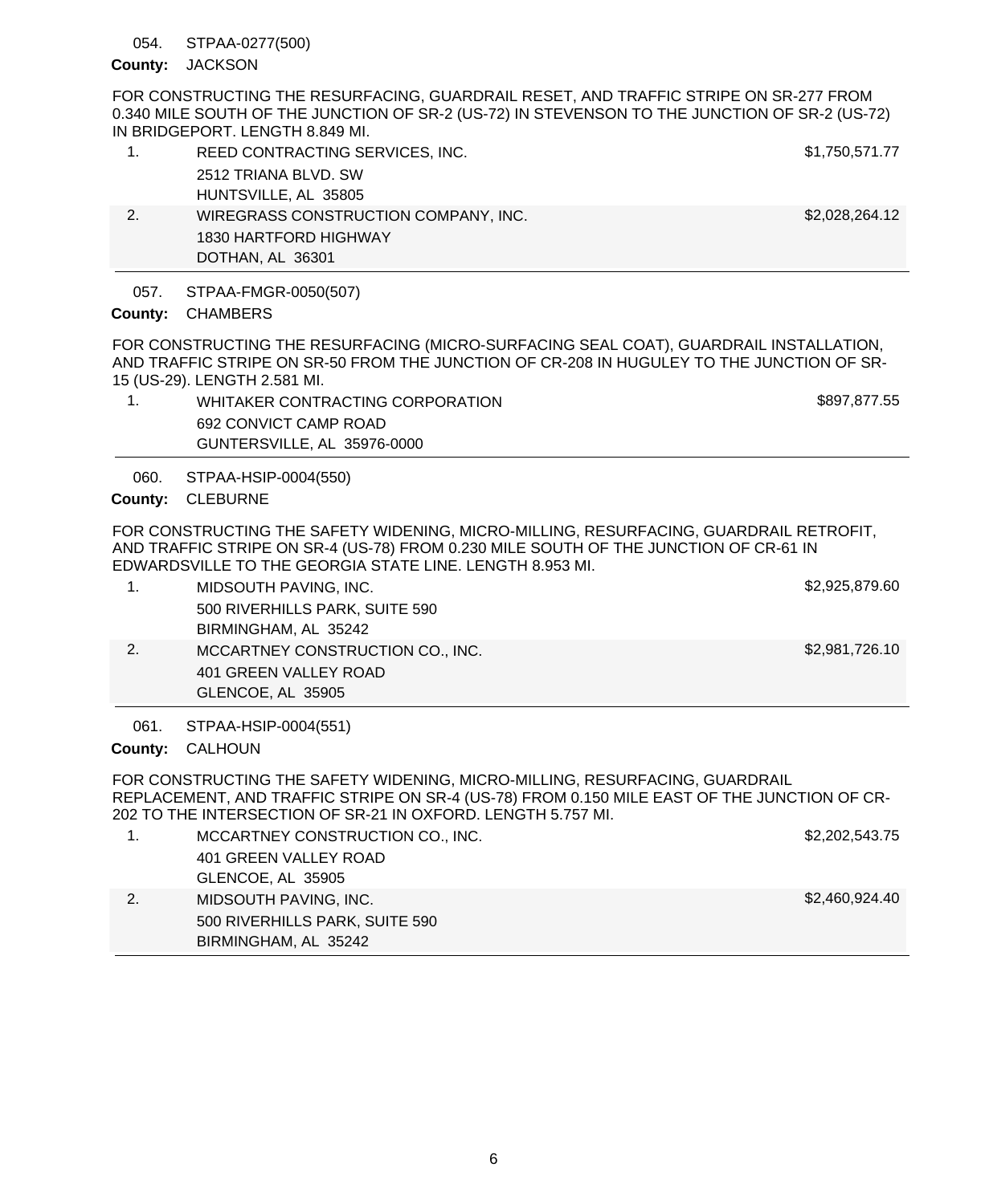054. STPAA-0277(500)

**County:** JACKSON

FOR CONSTRUCTING THE RESURFACING, GUARDRAIL RESET, AND TRAFFIC STRIPE ON SR-277 FROM 0.340 MILE SOUTH OF THE JUNCTION OF SR-2 (US-72) IN STEVENSON TO THE JUNCTION OF SR-2 (US-72) IN BRIDGEPORT. LENGTH 8.849 MI.

| | | |
|---|---|---|
| 1. | REED CONTRACTING SERVICES, INC.<br>2512 TRIANA BLVD. SW<br>HUNTSVILLE, AL 35805 | $1,750,571.77 |
| 2. | WIREGRASS CONSTRUCTION COMPANY, INC.<br>1830 HARTFORD HIGHWAY<br>DOTHAN, AL 36301 | $2,028,264.12 |

057. STPAA-FMGR-0050(507)

**County:** CHAMBERS

FOR CONSTRUCTING THE RESURFACING (MICRO-SURFACING SEAL COAT), GUARDRAIL INSTALLATION, AND TRAFFIC STRIPE ON SR-50 FROM THE JUNCTION OF CR-208 IN HUGULEY TO THE JUNCTION OF SR-15 (US-29). LENGTH 2.581 MI.

| | | |
|---|---|---|
| 1. | WHITAKER CONTRACTING CORPORATION<br>692 CONVICT CAMP ROAD<br>GUNTERSVILLE, AL 35976-0000 | $897,877.55 |

060. STPAA-HSIP-0004(550)

**County:** CLEBURNE

FOR CONSTRUCTING THE SAFETY WIDENING, MICRO-MILLING, RESURFACING, GUARDRAIL RETROFIT, AND TRAFFIC STRIPE ON SR-4 (US-78) FROM 0.230 MILE SOUTH OF THE JUNCTION OF CR-61 IN EDWARDSVILLE TO THE GEORGIA STATE LINE. LENGTH 8.953 MI.

| | | |
|---|---|---|
| 1. | MIDSOUTH PAVING, INC.<br>500 RIVERHILLS PARK, SUITE 590<br>BIRMINGHAM, AL 35242 | $2,925,879.60 |
| 2. | MCCARTNEY CONSTRUCTION CO., INC.<br>401 GREEN VALLEY ROAD<br>GLENCOE, AL 35905 | $2,981,726.10 |

061. STPAA-HSIP-0004(551)

**County:** CALHOUN

FOR CONSTRUCTING THE SAFETY WIDENING, MICRO-MILLING, RESURFACING, GUARDRAIL REPLACEMENT, AND TRAFFIC STRIPE ON SR-4 (US-78) FROM 0.150 MILE EAST OF THE JUNCTION OF CR-202 TO THE INTERSECTION OF SR-21 IN OXFORD. LENGTH 5.757 MI.

| | | |
|---|---|---|
| 1. | MCCARTNEY CONSTRUCTION CO., INC.<br>401 GREEN VALLEY ROAD<br>GLENCOE, AL 35905 | $2,202,543.75 |
| 2. | MIDSOUTH PAVING, INC.<br>500 RIVERHILLS PARK, SUITE 590<br>BIRMINGHAM, AL 35242 | $2,460,924.40 |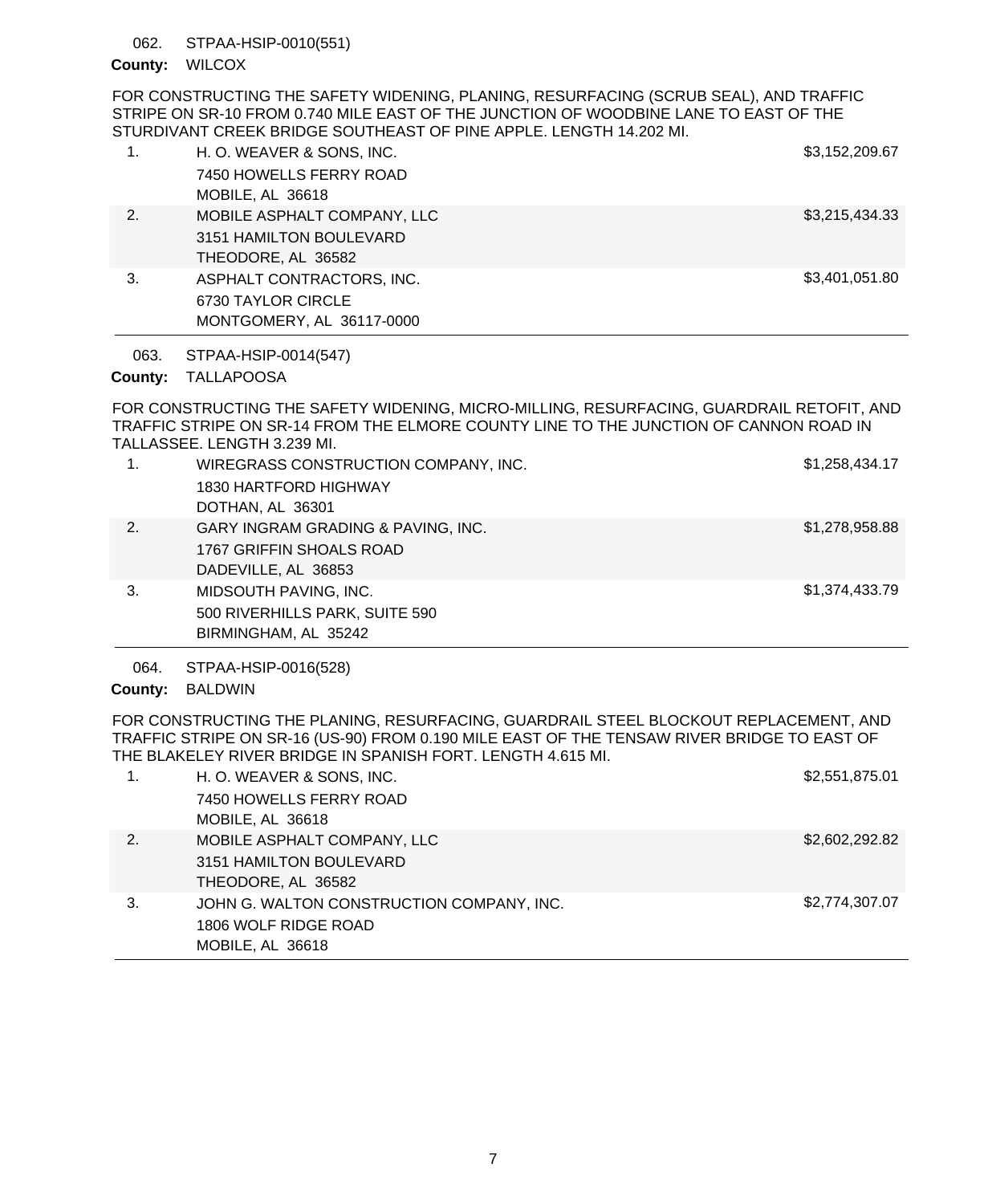062. STPAA-HSIP-0010(551)

**County:** WILCOX

FOR CONSTRUCTING THE SAFETY WIDENING, PLANING, RESURFACING (SCRUB SEAL), AND TRAFFIC STRIPE ON SR-10 FROM 0.740 MILE EAST OF THE JUNCTION OF WOODBINE LANE TO EAST OF THE STURDIVANT CREEK BRIDGE SOUTHEAST OF PINE APPLE. LENGTH 14.202 MI.

| | Bidder | Amount |
|---|---|---|
| 1. | H. O. WEAVER & SONS, INC.<br>7450 HOWELLS FERRY ROAD<br>MOBILE, AL 36618 | $3,152,209.67 |
| 2. | MOBILE ASPHALT COMPANY, LLC<br>3151 HAMILTON BOULEVARD<br>THEODORE, AL 36582 | $3,215,434.33 |
| 3. | ASPHALT CONTRACTORS, INC.<br>6730 TAYLOR CIRCLE<br>MONTGOMERY, AL 36117-0000 | $3,401,051.80 |

063. STPAA-HSIP-0014(547)

**County:** TALLAPOOSA

FOR CONSTRUCTING THE SAFETY WIDENING, MICRO-MILLING, RESURFACING, GUARDRAIL RETOFIT, AND TRAFFIC STRIPE ON SR-14 FROM THE ELMORE COUNTY LINE TO THE JUNCTION OF CANNON ROAD IN TALLASSEE. LENGTH 3.239 MI.

| | Bidder | Amount |
|---|---|---|
| 1. | WIREGRASS CONSTRUCTION COMPANY, INC.<br>1830 HARTFORD HIGHWAY<br>DOTHAN, AL 36301 | $1,258,434.17 |
| 2. | GARY INGRAM GRADING & PAVING, INC.<br>1767 GRIFFIN SHOALS ROAD<br>DADEVILLE, AL 36853 | $1,278,958.88 |
| 3. | MIDSOUTH PAVING, INC.<br>500 RIVERHILLS PARK, SUITE 590<br>BIRMINGHAM, AL 35242 | $1,374,433.79 |

064. STPAA-HSIP-0016(528)

**County:** BALDWIN

FOR CONSTRUCTING THE PLANING, RESURFACING, GUARDRAIL STEEL BLOCKOUT REPLACEMENT, AND TRAFFIC STRIPE ON SR-16 (US-90) FROM 0.190 MILE EAST OF THE TENSAW RIVER BRIDGE TO EAST OF THE BLAKELEY RIVER BRIDGE IN SPANISH FORT. LENGTH 4.615 MI.

| | Bidder | Amount |
|---|---|---|
| 1. | H. O. WEAVER & SONS, INC.<br>7450 HOWELLS FERRY ROAD<br>MOBILE, AL 36618 | $2,551,875.01 |
| 2. | MOBILE ASPHALT COMPANY, LLC<br>3151 HAMILTON BOULEVARD<br>THEODORE, AL 36582 | $2,602,292.82 |
| 3. | JOHN G. WALTON CONSTRUCTION COMPANY, INC.<br>1806 WOLF RIDGE ROAD<br>MOBILE, AL 36618 | $2,774,307.07 |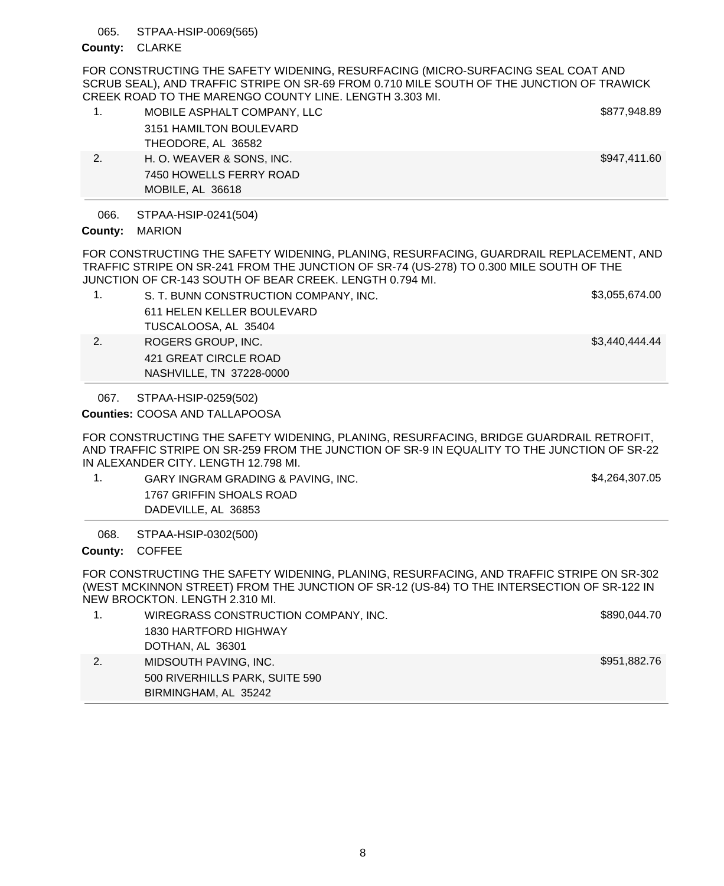065. STPAA-HSIP-0069(565)

**County:** CLARKE

FOR CONSTRUCTING THE SAFETY WIDENING, RESURFACING (MICRO-SURFACING SEAL COAT AND SCRUB SEAL), AND TRAFFIC STRIPE ON SR-69 FROM 0.710 MILE SOUTH OF THE JUNCTION OF TRAWICK CREEK ROAD TO THE MARENGO COUNTY LINE. LENGTH 3.303 MI.

| | | |
|---|---|---|
| 1. | MOBILE ASPHALT COMPANY, LLC<br>3151 HAMILTON BOULEVARD<br>THEODORE, AL 36582 | $877,948.89 |
| 2. | H. O. WEAVER & SONS, INC.<br>7450 HOWELLS FERRY ROAD<br>MOBILE, AL 36618 | $947,411.60 |

066. STPAA-HSIP-0241(504)

**County:** MARION

FOR CONSTRUCTING THE SAFETY WIDENING, PLANING, RESURFACING, GUARDRAIL REPLACEMENT, AND TRAFFIC STRIPE ON SR-241 FROM THE JUNCTION OF SR-74 (US-278) TO 0.300 MILE SOUTH OF THE JUNCTION OF CR-143 SOUTH OF BEAR CREEK. LENGTH 0.794 MI.

| | | |
|---|---|---|
| 1. | S. T. BUNN CONSTRUCTION COMPANY, INC.<br>611 HELEN KELLER BOULEVARD<br>TUSCALOOSA, AL 35404 | $3,055,674.00 |
| 2. | ROGERS GROUP, INC.<br>421 GREAT CIRCLE ROAD<br>NASHVILLE, TN 37228-0000 | $3,440,444.44 |

067. STPAA-HSIP-0259(502)

**Counties:** COOSA AND TALLAPOOSA

FOR CONSTRUCTING THE SAFETY WIDENING, PLANING, RESURFACING, BRIDGE GUARDRAIL RETROFIT, AND TRAFFIC STRIPE ON SR-259 FROM THE JUNCTION OF SR-9 IN EQUALITY TO THE JUNCTION OF SR-22 IN ALEXANDER CITY. LENGTH 12.798 MI.

| | | |
|---|---|---|
| 1. | GARY INGRAM GRADING & PAVING, INC.<br>1767 GRIFFIN SHOALS ROAD<br>DADEVILLE, AL 36853 | $4,264,307.05 |

068. STPAA-HSIP-0302(500)

**County:** COFFEE

FOR CONSTRUCTING THE SAFETY WIDENING, PLANING, RESURFACING, AND TRAFFIC STRIPE ON SR-302 (WEST MCKINNON STREET) FROM THE JUNCTION OF SR-12 (US-84) TO THE INTERSECTION OF SR-122 IN NEW BROCKTON. LENGTH 2.310 MI.

| | | |
|---|---|---|
| 1. | WIREGRASS CONSTRUCTION COMPANY, INC.<br>1830 HARTFORD HIGHWAY<br>DOTHAN, AL 36301 | $890,044.70 |
| 2. | MIDSOUTH PAVING, INC.<br>500 RIVERHILLS PARK, SUITE 590<br>BIRMINGHAM, AL 35242 | $951,882.76 |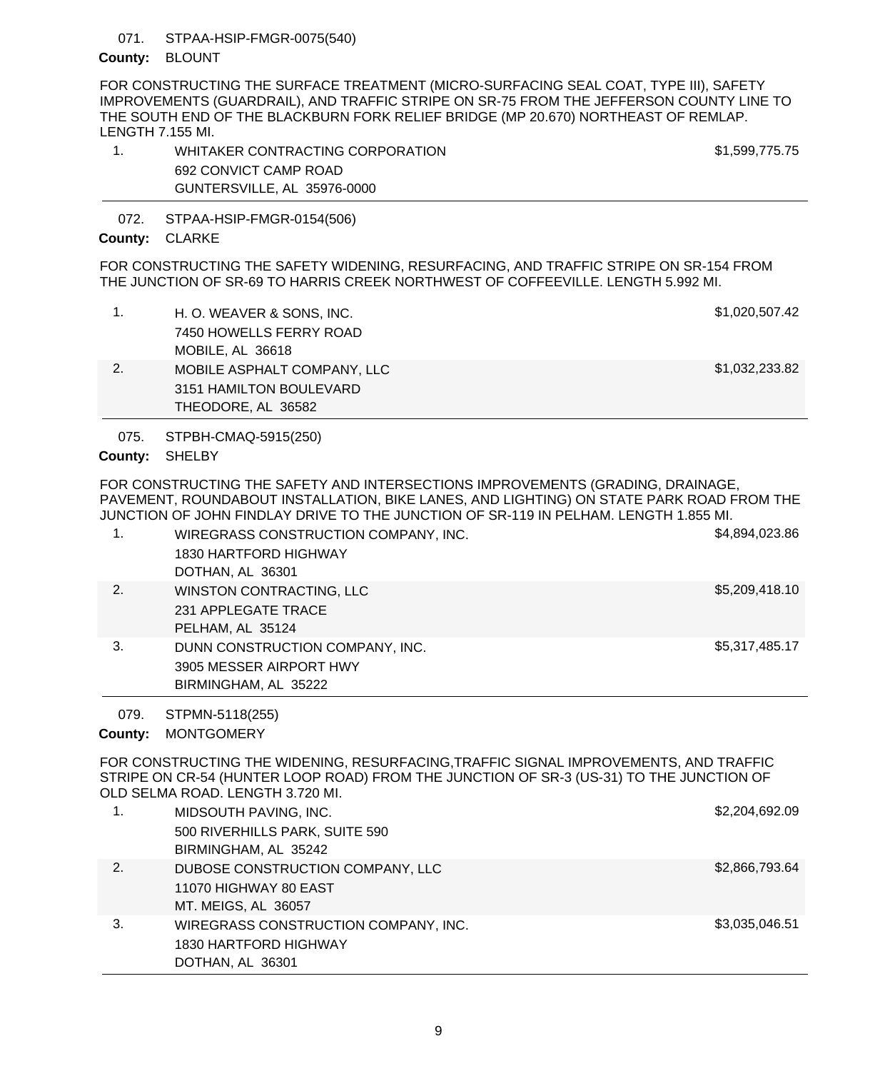071. STPAA-HSIP-FMGR-0075(540)

**County:** BLOUNT

FOR CONSTRUCTING THE SURFACE TREATMENT (MICRO-SURFACING SEAL COAT, TYPE III), SAFETY IMPROVEMENTS (GUARDRAIL), AND TRAFFIC STRIPE ON SR-75 FROM THE JEFFERSON COUNTY LINE TO THE SOUTH END OF THE BLACKBURN FORK RELIEF BRIDGE (MP 20.670) NORTHEAST OF REMLAP. LENGTH 7.155 MI.

| | Bidder | Amount |
|---|---|---|
| 1. | WHITAKER CONTRACTING CORPORATION<br>692 CONVICT CAMP ROAD<br>GUNTERSVILLE, AL 35976-0000 | $1,599,775.75 |

072. STPAA-HSIP-FMGR-0154(506)

**County:** CLARKE

FOR CONSTRUCTING THE SAFETY WIDENING, RESURFACING, AND TRAFFIC STRIPE ON SR-154 FROM THE JUNCTION OF SR-69 TO HARRIS CREEK NORTHWEST OF COFFEEVILLE. LENGTH 5.992 MI.

| | Bidder | Amount |
|---|---|---|
| 1. | H. O. WEAVER & SONS, INC.<br>7450 HOWELLS FERRY ROAD<br>MOBILE, AL 36618 | $1,020,507.42 |
| 2. | MOBILE ASPHALT COMPANY, LLC<br>3151 HAMILTON BOULEVARD<br>THEODORE, AL 36582 | $1,032,233.82 |

075. STPBH-CMAQ-5915(250)

**County:** SHELBY

FOR CONSTRUCTING THE SAFETY AND INTERSECTIONS IMPROVEMENTS (GRADING, DRAINAGE, PAVEMENT, ROUNDABOUT INSTALLATION, BIKE LANES, AND LIGHTING) ON STATE PARK ROAD FROM THE JUNCTION OF JOHN FINDLAY DRIVE TO THE JUNCTION OF SR-119 IN PELHAM. LENGTH 1.855 MI.

| | Bidder | Amount |
|---|---|---|
| 1. | WIREGRASS CONSTRUCTION COMPANY, INC.<br>1830 HARTFORD HIGHWAY<br>DOTHAN, AL 36301 | $4,894,023.86 |
| 2. | WINSTON CONTRACTING, LLC<br>231 APPLEGATE TRACE<br>PELHAM, AL 35124 | $5,209,418.10 |
| 3. | DUNN CONSTRUCTION COMPANY, INC.<br>3905 MESSER AIRPORT HWY<br>BIRMINGHAM, AL 35222 | $5,317,485.17 |

079. STPMN-5118(255)

**County:** MONTGOMERY

FOR CONSTRUCTING THE WIDENING, RESURFACING,TRAFFIC SIGNAL IMPROVEMENTS, AND TRAFFIC STRIPE ON CR-54 (HUNTER LOOP ROAD) FROM THE JUNCTION OF SR-3 (US-31) TO THE JUNCTION OF OLD SELMA ROAD. LENGTH 3.720 MI.

| | Bidder | Amount |
|---|---|---|
| 1. | MIDSOUTH PAVING, INC.<br>500 RIVERHILLS PARK, SUITE 590<br>BIRMINGHAM, AL 35242 | $2,204,692.09 |
| 2. | DUBOSE CONSTRUCTION COMPANY, LLC<br>11070 HIGHWAY 80 EAST<br>MT. MEIGS, AL 36057 | $2,866,793.64 |
| 3. | WIREGRASS CONSTRUCTION COMPANY, INC.<br>1830 HARTFORD HIGHWAY<br>DOTHAN, AL 36301 | $3,035,046.51 |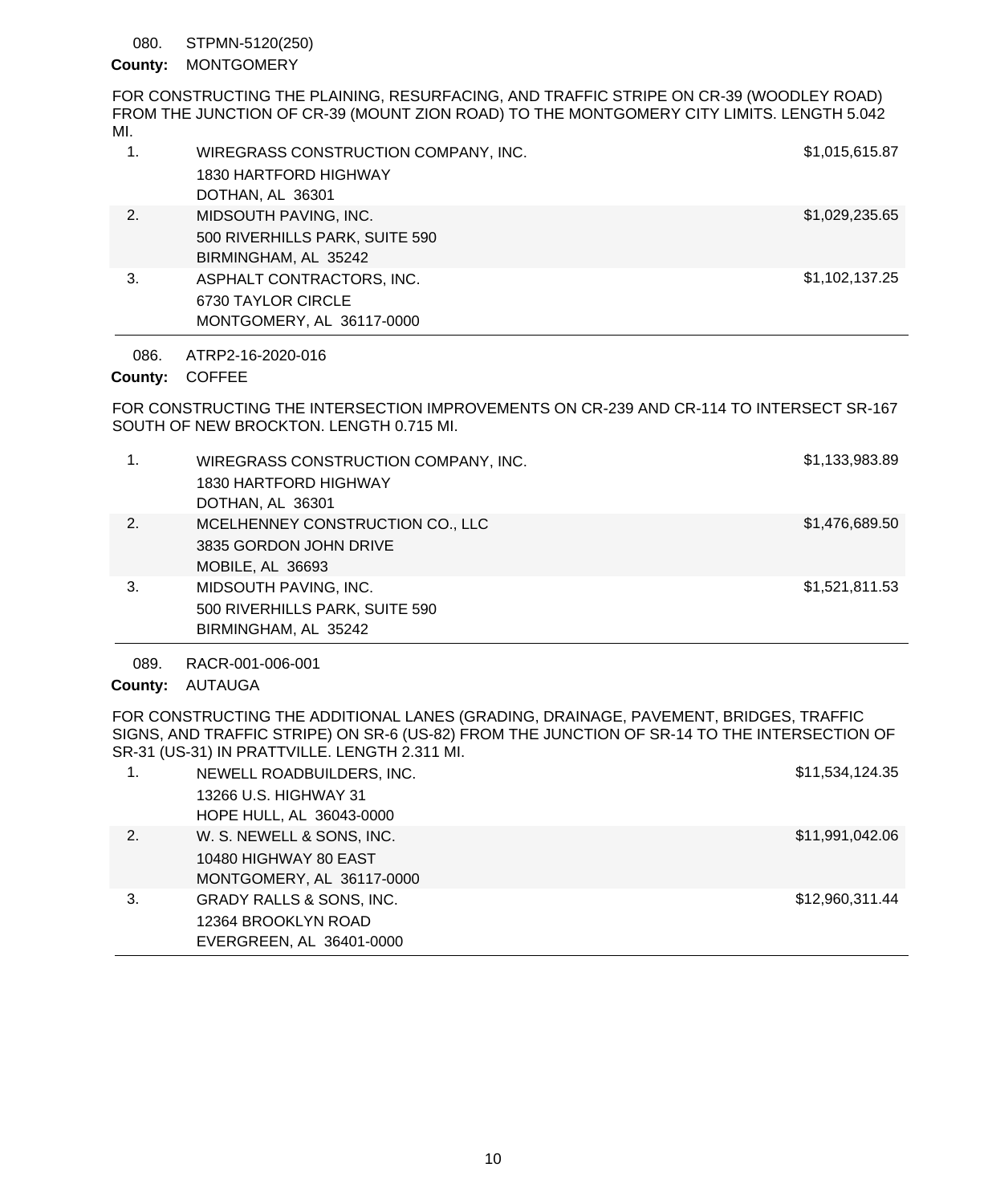080. STPMN-5120(250)

**County:** MONTGOMERY

FOR CONSTRUCTING THE PLAINING, RESURFACING, AND TRAFFIC STRIPE ON CR-39 (WOODLEY ROAD) FROM THE JUNCTION OF CR-39 (MOUNT ZION ROAD) TO THE MONTGOMERY CITY LIMITS. LENGTH 5.042 MI.

| | Bidder | Amount |
|---|---|---|
| 1. | WIREGRASS CONSTRUCTION COMPANY, INC.<br>1830 HARTFORD HIGHWAY<br>DOTHAN, AL 36301 | $1,015,615.87 |
| 2. | MIDSOUTH PAVING, INC.<br>500 RIVERHILLS PARK, SUITE 590<br>BIRMINGHAM, AL 35242 | $1,029,235.65 |
| 3. | ASPHALT CONTRACTORS, INC.<br>6730 TAYLOR CIRCLE<br>MONTGOMERY, AL 36117-0000 | $1,102,137.25 |

086. ATRP2-16-2020-016

**County:** COFFEE

FOR CONSTRUCTING THE INTERSECTION IMPROVEMENTS ON CR-239 AND CR-114 TO INTERSECT SR-167 SOUTH OF NEW BROCKTON. LENGTH 0.715 MI.

| | Bidder | Amount |
|---|---|---|
| 1. | WIREGRASS CONSTRUCTION COMPANY, INC.<br>1830 HARTFORD HIGHWAY<br>DOTHAN, AL 36301 | $1,133,983.89 |
| 2. | MCELHENNEY CONSTRUCTION CO., LLC<br>3835 GORDON JOHN DRIVE<br>MOBILE, AL 36693 | $1,476,689.50 |
| 3. | MIDSOUTH PAVING, INC.<br>500 RIVERHILLS PARK, SUITE 590<br>BIRMINGHAM, AL 35242 | $1,521,811.53 |

089. RACR-001-006-001

**County:** AUTAUGA

FOR CONSTRUCTING THE ADDITIONAL LANES (GRADING, DRAINAGE, PAVEMENT, BRIDGES, TRAFFIC SIGNS, AND TRAFFIC STRIPE) ON SR-6 (US-82) FROM THE JUNCTION OF SR-14 TO THE INTERSECTION OF SR-31 (US-31) IN PRATTVILLE. LENGTH 2.311 MI.

| | Bidder | Amount |
|---|---|---|
| 1. | NEWELL ROADBUILDERS, INC.<br>13266 U.S. HIGHWAY 31<br>HOPE HULL, AL 36043-0000 | $11,534,124.35 |
| 2. | W. S. NEWELL & SONS, INC.<br>10480 HIGHWAY 80 EAST<br>MONTGOMERY, AL 36117-0000 | $11,991,042.06 |
| 3. | GRADY RALLS & SONS, INC.<br>12364 BROOKLYN ROAD<br>EVERGREEN, AL 36401-0000 | $12,960,311.44 |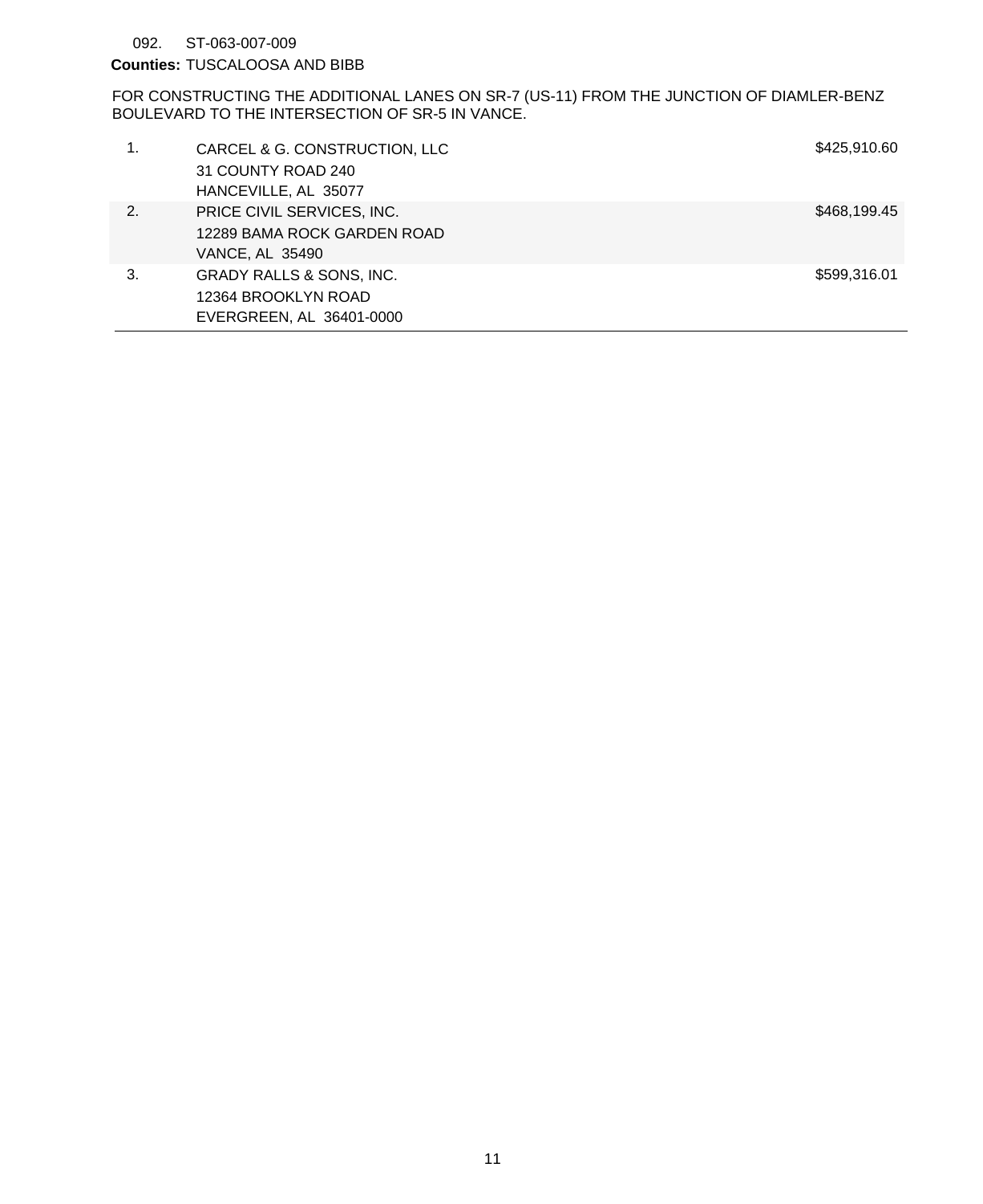092. ST-063-007-009

**Counties:** TUSCALOOSA AND BIBB

FOR CONSTRUCTING THE ADDITIONAL LANES ON SR-7 (US-11) FROM THE JUNCTION OF DIAMLER-BENZ BOULEVARD TO THE INTERSECTION OF SR-5 IN VANCE.

| | | |
|---|---|---|
| 1. | CARCEL & G. CONSTRUCTION, LLC<br>31 COUNTY ROAD 240<br>HANCEVILLE, AL 35077 | $425,910.60 |
| 2. | PRICE CIVIL SERVICES, INC.<br>12289 BAMA ROCK GARDEN ROAD<br>VANCE, AL 35490 | $468,199.45 |
| 3. | GRADY RALLS & SONS, INC.<br>12364 BROOKLYN ROAD<br>EVERGREEN, AL 36401-0000 | $599,316.01 |